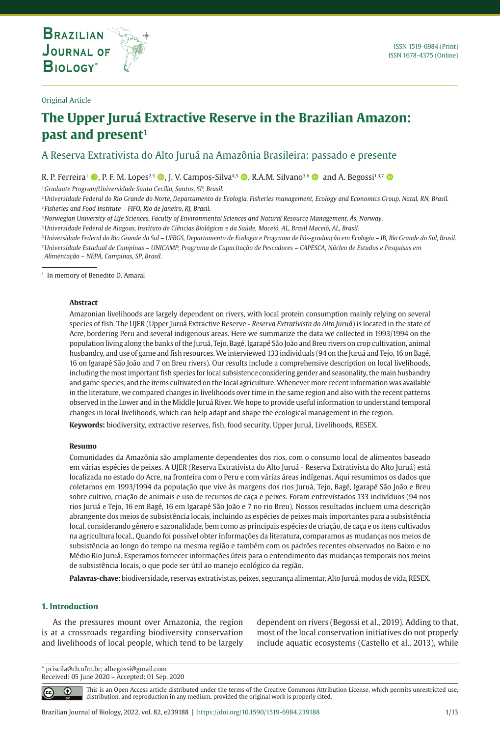Original Article

# The Upper Juruá Extractive Reserve in the Brazilian Amazon: past and present[1]

## A Reserva Extrativista do Alto Juruá na Amazônia Brasileira: passado e presente

R. P. Ferreira[1], P. F. M. Lopes[2,3], J. V. Campos-Silva[4,5], R.A.M. Silvano[3,6] and A. Begossi[1,3,7]

[1] *Graduate Program/Universidade Santa Cecília, Santos, SP, Brasil.*

[2] *Universidade Federal do Rio Grande do Norte, Departamento de Ecologia, Fisheries management, Ecology and Economics Group, Natal, RN, Brasil.*

[3] *Fisheries and Food Institute – FIFO, Rio de Janeiro, RJ, Brasil.*

[4] *Norwegian University of Life Sciences, Faculty of Environmental Sciences and Natural Resource Management, Ås, Norway.*

[5] *Universidade Federal de Alagoas, Instituto de Ciências Biológicas e da Saúde, Maceió, AL, Brasil Maceió, AL, Brasil.*

[6] *Universidade Federal do Rio Grande do Sul – UFRGS, Departamento de Ecologia e Programa de Pós-graduação em Ecologia – IB, Rio Grande do Sul, Brasil.*

[7] *Universidade Estadual de Campinas – UNICAMP, Programa de Capacitação de Pescadores – CAPESCA, Núcleo de Estudos e Pesquisas em Alimentação – NEPA, Campinas, SP, Brasil.*

[1] In memory of Benedito D. Amaral

**Abstract**

Amazonian livelihoods are largely dependent on rivers, with local protein consumption mainly relying on several species of fish. The UJER (Upper Juruá Extractive Reserve - *Reserva Extrativista do Alto Juruá*) is located in the state of Acre, bordering Peru and several indigenous areas. Here we summarize the data we collected in 1993/1994 on the population living along the banks of the Juruá, Tejo, Bagé, Igarapé São João and Breu rivers on crop cultivation, animal husbandry, and use of game and fish resources. We interviewed 133 individuals (94 on the Juruá and Tejo, 16 on Bagé, 16 on Igarapé São João and 7 on Breu rivers). Our results include a comprehensive description on local livelihoods, including the most important fish species for local subsistence considering gender and seasonality, the main husbandry and game species, and the items cultivated on the local agriculture. Whenever more recent information was available in the literature, we compared changes in livelihoods over time in the same region and also with the recent patterns observed in the Lower and in the Middle Juruá River. We hope to provide useful information to understand temporal changes in local livelihoods, which can help adapt and shape the ecological management in the region.

**Keywords:** biodiversity, extractive reserves, fish, food security, Upper Juruá, Livelihoods, RESEX.

**Resumo**

Comunidades da Amazônia são amplamente dependentes dos rios, com o consumo local de alimentos baseado em várias espécies de peixes. A UJER (Reserva Extrativista do Alto Juruá - Reserva Extrativista do Alto Juruá) está localizada no estado do Acre, na fronteira com o Peru e com várias áreas indígenas. Aqui resumimos os dados que coletamos em 1993/1994 da população que vive às margens dos rios Juruá, Tejo, Bagé, Igarapé São João e Breu sobre cultivo, criação de animais e uso de recursos de caça e peixes. Foram entrevistados 133 indivíduos (94 nos rios Juruá e Tejo, 16 em Bagé, 16 em Igarapé São João e 7 no rio Breu). Nossos resultados incluem uma descrição abrangente dos meios de subsistência locais, incluindo as espécies de peixes mais importantes para a subsistência local, considerando gênero e sazonalidade, bem como as principais espécies de criação, de caça e os itens cultivados na agricultura local., Quando foi possível obter informações da literatura, comparamos as mudanças nos meios de subsistência ao longo do tempo na mesma região e também com os padrões recentes observados no Baixo e no Médio Rio Juruá. Esperamos fornecer informações úteis para o entendimento das mudanças temporais nos meios de subsistência locais, o que pode ser útil ao manejo ecológico da região.

**Palavras-chave:** biodiversidade, reservas extrativistas, peixes, segurança alimentar, Alto Juruá, modos de vida, RESEX.

## 1. Introduction

As the pressures mount over Amazonia, the region is at a crossroads regarding biodiversity conservation and livelihoods of local people, which tend to be largely dependent on rivers (Begossi et al., 2019). Adding to that, most of the local conservation initiatives do not properly include aquatic ecosystems (Castello et al., 2013), while

\* priscila@cb.ufrn.br; albegossi@gmail.com
Received: 05 June 2020 – Accepted: 01 Sep. 2020

This is an Open Access article distributed under the terms of the Creative Commons Attribution License, which permits unrestricted use, distribution, and reproduction in any medium, provided the original work is properly cited.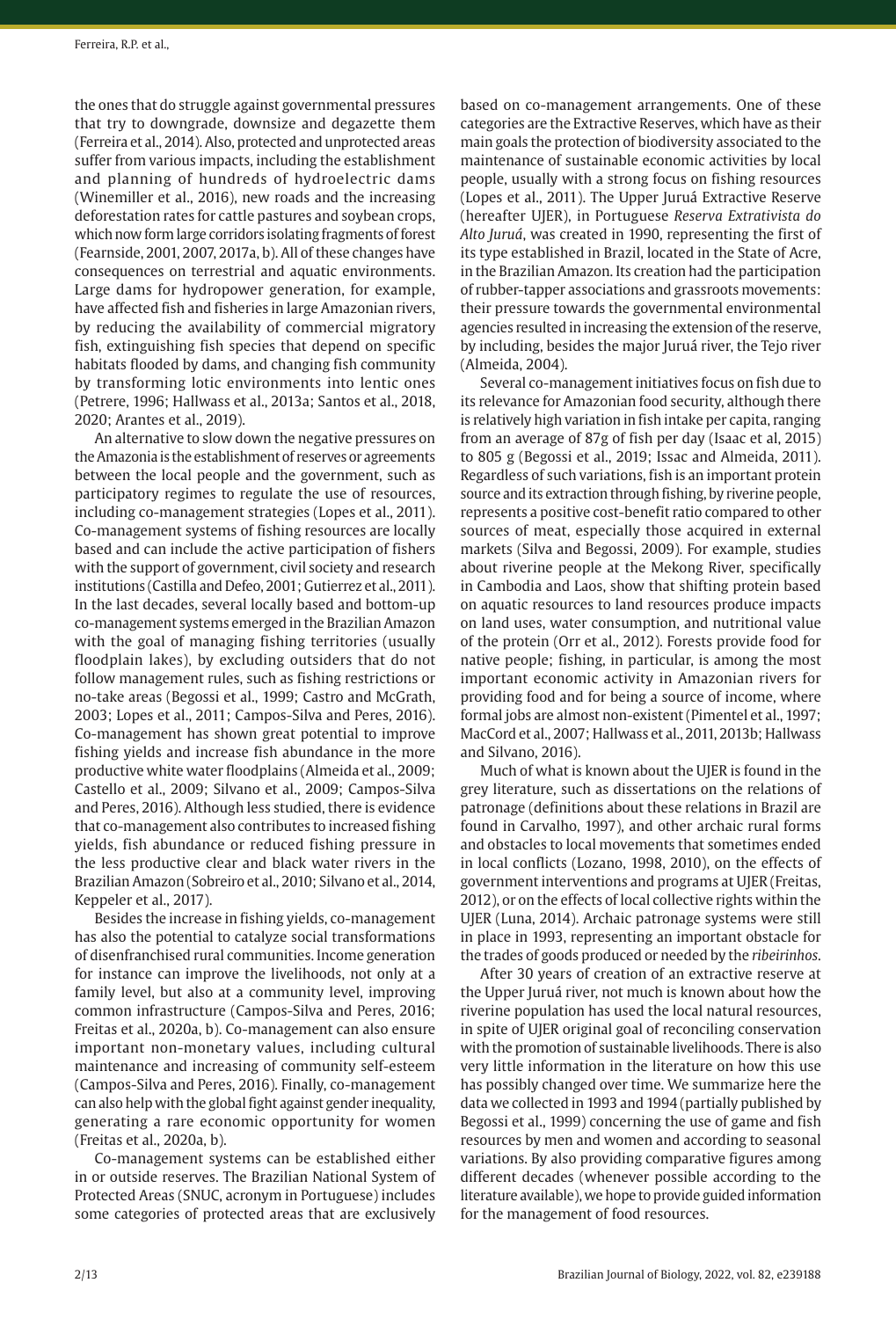the ones that do struggle against governmental pressures that try to downgrade, downsize and degazette them (Ferreira et al., 2014). Also, protected and unprotected areas suffer from various impacts, including the establishment and planning of hundreds of hydroelectric dams (Winemiller et al., 2016), new roads and the increasing deforestation rates for cattle pastures and soybean crops, which now form large corridors isolating fragments of forest (Fearnside, 2001, 2007, 2017a, b). All of these changes have consequences on terrestrial and aquatic environments. Large dams for hydropower generation, for example, have affected fish and fisheries in large Amazonian rivers, by reducing the availability of commercial migratory fish, extinguishing fish species that depend on specific habitats flooded by dams, and changing fish community by transforming lotic environments into lentic ones (Petrere, 1996; Hallwass et al., 2013a; Santos et al., 2018, 2020; Arantes et al., 2019).

An alternative to slow down the negative pressures on the Amazonia is the establishment of reserves or agreements between the local people and the government, such as participatory regimes to regulate the use of resources, including co-management strategies (Lopes et al., 2011). Co-management systems of fishing resources are locally based and can include the active participation of fishers with the support of government, civil society and research institutions (Castilla and Defeo, 2001; Gutierrez et al., 2011). In the last decades, several locally based and bottom-up co-management systems emerged in the Brazilian Amazon with the goal of managing fishing territories (usually floodplain lakes), by excluding outsiders that do not follow management rules, such as fishing restrictions or no-take areas (Begossi et al., 1999; Castro and McGrath, 2003; Lopes et al., 2011; Campos-Silva and Peres, 2016). Co-management has shown great potential to improve fishing yields and increase fish abundance in the more productive white water floodplains (Almeida et al., 2009; Castello et al., 2009; Silvano et al., 2009; Campos-Silva and Peres, 2016). Although less studied, there is evidence that co-management also contributes to increased fishing yields, fish abundance or reduced fishing pressure in the less productive clear and black water rivers in the Brazilian Amazon (Sobreiro et al., 2010; Silvano et al., 2014, Keppeler et al., 2017).

Besides the increase in fishing yields, co-management has also the potential to catalyze social transformations of disenfranchised rural communities. Income generation for instance can improve the livelihoods, not only at a family level, but also at a community level, improving common infrastructure (Campos-Silva and Peres, 2016; Freitas et al., 2020a, b). Co-management can also ensure important non-monetary values, including cultural maintenance and increasing of community self-esteem (Campos-Silva and Peres, 2016). Finally, co-management can also help with the global fight against gender inequality, generating a rare economic opportunity for women (Freitas et al., 2020a, b).

Co-management systems can be established either in or outside reserves. The Brazilian National System of Protected Areas (SNUC, acronym in Portuguese) includes some categories of protected areas that are exclusively based on co-management arrangements. One of these categories are the Extractive Reserves, which have as their main goals the protection of biodiversity associated to the maintenance of sustainable economic activities by local people, usually with a strong focus on fishing resources (Lopes et al., 2011). The Upper Juruá Extractive Reserve (hereafter UJER), in Portuguese *Reserva Extrativista do Alto Juruá*, was created in 1990, representing the first of its type established in Brazil, located in the State of Acre, in the Brazilian Amazon. Its creation had the participation of rubber-tapper associations and grassroots movements: their pressure towards the governmental environmental agencies resulted in increasing the extension of the reserve, by including, besides the major Juruá river, the Tejo river (Almeida, 2004).

Several co-management initiatives focus on fish due to its relevance for Amazonian food security, although there is relatively high variation in fish intake per capita, ranging from an average of 87g of fish per day (Isaac et al, 2015) to 805 g (Begossi et al., 2019; Issac and Almeida, 2011). Regardless of such variations, fish is an important protein source and its extraction through fishing, by riverine people, represents a positive cost-benefit ratio compared to other sources of meat, especially those acquired in external markets (Silva and Begossi, 2009). For example, studies about riverine people at the Mekong River, specifically in Cambodia and Laos, show that shifting protein based on aquatic resources to land resources produce impacts on land uses, water consumption, and nutritional value of the protein (Orr et al., 2012). Forests provide food for native people; fishing, in particular, is among the most important economic activity in Amazonian rivers for providing food and for being a source of income, where formal jobs are almost non-existent (Pimentel et al., 1997; MacCord et al., 2007; Hallwass et al., 2011, 2013b; Hallwass and Silvano, 2016).

Much of what is known about the UJER is found in the grey literature, such as dissertations on the relations of patronage (definitions about these relations in Brazil are found in Carvalho, 1997), and other archaic rural forms and obstacles to local movements that sometimes ended in local conflicts (Lozano, 1998, 2010), on the effects of government interventions and programs at UJER (Freitas, 2012), or on the effects of local collective rights within the UJER (Luna, 2014). Archaic patronage systems were still in place in 1993, representing an important obstacle for the trades of goods produced or needed by the *ribeirinhos*.

After 30 years of creation of an extractive reserve at the Upper Juruá river, not much is known about how the riverine population has used the local natural resources, in spite of UJER original goal of reconciling conservation with the promotion of sustainable livelihoods. There is also very little information in the literature on how this use has possibly changed over time. We summarize here the data we collected in 1993 and 1994 (partially published by Begossi et al., 1999) concerning the use of game and fish resources by men and women and according to seasonal variations. By also providing comparative figures among different decades (whenever possible according to the literature available), we hope to provide guided information for the management of food resources.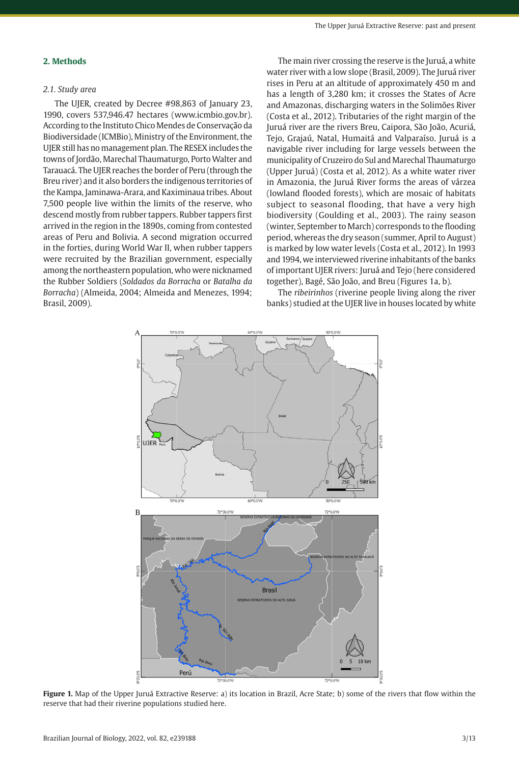## 2. Methods

### 2.1. Study area

The UJER, created by Decree #98,863 of January 23, 1990, covers 537,946.47 hectares (www.icmbio.gov.br). According to the Instituto Chico Mendes de Conservação da Biodiversidade (ICMBio), Ministry of the Environment, the UJER still has no management plan. The RESEX includes the towns of Jordão, Marechal Thaumaturgo, Porto Walter and Tarauacá. The UJER reaches the border of Peru (through the Breu river) and it also borders the indigenous territories of the Kampa, Jaminawa-Arara, and Kaximinaua tribes. About 7,500 people live within the limits of the reserve, who descend mostly from rubber tappers. Rubber tappers first arrived in the region in the 1890s, coming from contested areas of Peru and Bolivia. A second migration occurred in the forties, during World War II, when rubber tappers were recruited by the Brazilian government, especially among the northeastern population, who were nicknamed the Rubber Soldiers (*Soldados da Borracha* or *Batalha da Borracha*) (Almeida, 2004; Almeida and Menezes, 1994; Brasil, 2009).

The main river crossing the reserve is the Juruá, a white water river with a low slope (Brasil, 2009). The Juruá river rises in Peru at an altitude of approximately 450 m and has a length of 3,280 km; it crosses the States of Acre and Amazonas, discharging waters in the Solimões River (Costa et al., 2012). Tributaries of the right margin of the Juruá river are the rivers Breu, Caipora, São João, Acuriá, Tejo, Grajaú, Natal, Humaitá and Valparaíso. Juruá is a navigable river including for large vessels between the municipality of Cruzeiro do Sul and Marechal Thaumaturgo (Upper Juruá) (Costa et al, 2012). As a white water river in Amazonia, the Juruá River forms the areas of várzea (lowland flooded forests), which are mosaic of habitats subject to seasonal flooding, that have a very high biodiversity (Goulding et al., 2003). The rainy season (winter, September to March) corresponds to the flooding period, whereas the dry season (summer, April to August) is marked by low water levels (Costa et al., 2012). In 1993 and 1994, we interviewed riverine inhabitants of the banks of important UJER rivers: Juruá and Tejo (here considered together), Bagé, São João, and Breu (Figures 1a, b).

The *ribeirinhos* (riverine people living along the river banks) studied at the UJER live in houses located by white

**Figure 1.** Map of the Upper Juruá Extractive Reserve: a) its location in Brazil, Acre State; b) some of the rivers that flow within the reserve that had their riverine populations studied here.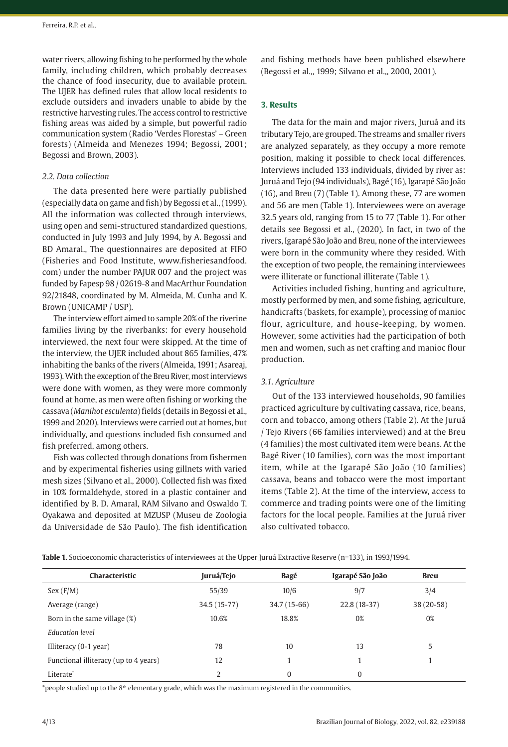water rivers, allowing fishing to be performed by the whole family, including children, which probably decreases the chance of food insecurity, due to available protein. The UJER has defined rules that allow local residents to exclude outsiders and invaders unable to abide by the restrictive harvesting rules. The access control to restrictive fishing areas was aided by a simple, but powerful radio communication system (Radio 'Verdes Florestas' – Green forests) (Almeida and Menezes 1994; Begossi, 2001; Begossi and Brown, 2003).

### 2.2. Data collection

The data presented here were partially published (especially data on game and fish) by Begossi et al., (1999). All the information was collected through interviews, using open and semi-structured standardized questions, conducted in July 1993 and July 1994, by A. Begossi and BD Amaral., The questionnaires are deposited at FIFO (Fisheries and Food Institute, www.fisheriesandfood.com) under the number PAJUR 007 and the project was funded by Fapesp 98 / 02619-8 and MacArthur Foundation 92/21848, coordinated by M. Almeida, M. Cunha and K. Brown (UNICAMP / USP).

The interview effort aimed to sample 20% of the riverine families living by the riverbanks: for every household interviewed, the next four were skipped. At the time of the interview, the UJER included about 865 families, 47% inhabiting the banks of the rivers (Almeida, 1991; Asareaj, 1993). With the exception of the Breu River, most interviews were done with women, as they were more commonly found at home, as men were often fishing or working the cassava (*Manihot esculenta*) fields (details in Begossi et al., 1999 and 2020). Interviews were carried out at homes, but individually, and questions included fish consumed and fish preferred, among others.

Fish was collected through donations from fishermen and by experimental fisheries using gillnets with varied mesh sizes (Silvano et al., 2000). Collected fish was fixed in 10% formaldehyde, stored in a plastic container and identified by B. D. Amaral, RAM Silvano and Oswaldo T. Oyakawa and deposited at MZUSP (Museu de Zoologia da Universidade de São Paulo). The fish identification and fishing methods have been published elsewhere (Begossi et al.,, 1999; Silvano et al.,, 2000, 2001).

## 3. Results

The data for the main and major rivers, Juruá and its tributary Tejo, are grouped. The streams and smaller rivers are analyzed separately, as they occupy a more remote position, making it possible to check local differences. Interviews included 133 individuals, divided by river as: Juruá and Tejo (94 individuals), Bagé (16), Igarapé São João (16), and Breu (7) (Table 1). Among these, 77 are women and 56 are men (Table 1). Interviewees were on average 32.5 years old, ranging from 15 to 77 (Table 1). For other details see Begossi et al., (2020). In fact, in two of the rivers, Igarapé São João and Breu, none of the interviewees were born in the community where they resided. With the exception of two people, the remaining interviewees were illiterate or functional illiterate (Table 1).

Activities included fishing, hunting and agriculture, mostly performed by men, and some fishing, agriculture, handicrafts (baskets, for example), processing of manioc flour, agriculture, and house-keeping, by women. However, some activities had the participation of both men and women, such as net crafting and manioc flour production.

### 3.1. Agriculture

Out of the 133 interviewed households, 90 families practiced agriculture by cultivating cassava, rice, beans, corn and tobacco, among others (Table 2). At the Juruá / Tejo Rivers (66 families interviewed) and at the Breu (4 families) the most cultivated item were beans. At the Bagé River (10 families), corn was the most important item, while at the Igarapé São João (10 families) cassava, beans and tobacco were the most important items (Table 2). At the time of the interview, access to commerce and trading points were one of the limiting factors for the local people. Families at the Juruá river also cultivated tobacco.

**Table 1.** Socioeconomic characteristics of interviewees at the Upper Juruá Extractive Reserve (n=133), in 1993/1994.

| Characteristic | Juruá/Tejo | Bagé | Igarapé São João | Breu |
|---|---|---|---|---|
| Sex (F/M) | 55/39 | 10/6 | 9/7 | 3/4 |
| Average (range) | 34.5 (15-77) | 34.7 (15-66) | 22.8 (18-37) | 38 (20-58) |
| Born in the same village (%) | 10.6% | 18.8% | 0% | 0% |
| *Education level* | | | | |
| Illiteracy (0-1 year) | 78 | 10 | 13 | 5 |
| Functional illiteracy (up to 4 years) | 12 | 1 | 1 | 1 |
| Literate* | 2 | 0 | 0 | |

*people studied up to the 8th elementary grade, which was the maximum registered in the communities.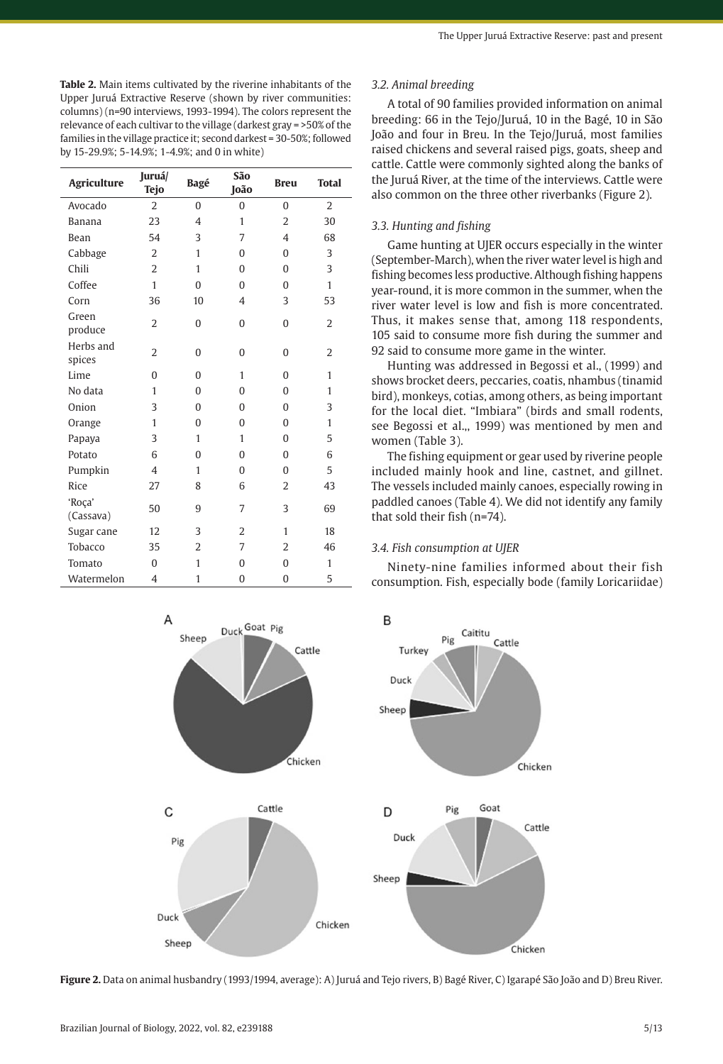**Table 2.** Main items cultivated by the riverine inhabitants of the Upper Juruá Extractive Reserve (shown by river communities: columns) (n=90 interviews, 1993-1994). The colors represent the relevance of each cultivar to the village (darkest gray = >50% of the families in the village practice it; second darkest = 30-50%; followed by 15-29.9%; 5-14.9%; 1-4.9%; and 0 in white)

| Agriculture | Juruá/ Tejo | Bagé | São João | Breu | Total |
|---|---|---|---|---|---|
| Avocado | 2 | 0 | 0 | 0 | 2 |
| Banana | 23 | 4 | 1 | 2 | 30 |
| Bean | 54 | 3 | 7 | 4 | 68 |
| Cabbage | 2 | 1 | 0 | 0 | 3 |
| Chili | 2 | 1 | 0 | 0 | 3 |
| Coffee | 1 | 0 | 0 | 0 | 1 |
| Corn | 36 | 10 | 4 | 3 | 53 |
| Green produce | 2 | 0 | 0 | 0 | 2 |
| Herbs and spices | 2 | 0 | 0 | 0 | 2 |
| Lime | 0 | 0 | 1 | 0 | 1 |
| No data | 1 | 0 | 0 | 0 | 1 |
| Onion | 3 | 0 | 0 | 0 | 3 |
| Orange | 1 | 0 | 0 | 0 | 1 |
| Papaya | 3 | 1 | 1 | 0 | 5 |
| Potato | 6 | 0 | 0 | 0 | 6 |
| Pumpkin | 4 | 1 | 0 | 0 | 5 |
| Rice | 27 | 8 | 6 | 2 | 43 |
| 'Roça' (Cassava) | 50 | 9 | 7 | 3 | 69 |
| Sugar cane | 12 | 3 | 2 | 1 | 18 |
| Tobacco | 35 | 2 | 7 | 2 | 46 |
| Tomato | 0 | 1 | 0 | 0 | 1 |
| Watermelon | 4 | 1 | 0 | 0 | 5 |

### *3.2. Animal breeding*

A total of 90 families provided information on animal breeding: 66 in the Tejo/Juruá, 10 in the Bagé, 10 in São João and four in Breu. In the Tejo/Juruá, most families raised chickens and several raised pigs, goats, sheep and cattle. Cattle were commonly sighted along the banks of the Juruá River, at the time of the interviews. Cattle were also common on the three other riverbanks (Figure 2).

### *3.3. Hunting and fishing*

Game hunting at UJER occurs especially in the winter (September-March), when the river water level is high and fishing becomes less productive. Although fishing happens year-round, it is more common in the summer, when the river water level is low and fish is more concentrated. Thus, it makes sense that, among 118 respondents, 105 said to consume more fish during the summer and 92 said to consume more game in the winter.

Hunting was addressed in Begossi et al., (1999) and shows brocket deers, peccaries, coatis, nhambus (tinamid bird), monkeys, cotias, among others, as being important for the local diet. "Imbiara" (birds and small rodents, see Begossi et al.,, 1999) was mentioned by men and women (Table 3).

The fishing equipment or gear used by riverine people included mainly hook and line, castnet, and gillnet. The vessels included mainly canoes, especially rowing in paddled canoes (Table 4). We did not identify any family that sold their fish (n=74).

### *3.4. Fish consumption at UJER*

Ninety-nine families informed about their fish consumption. Fish, especially bode (family Loricariidae)

**Figure 2.** Data on animal husbandry (1993/1994, average): A) Juruá and Tejo rivers, B) Bagé River, C) Igarapé São João and D) Breu River.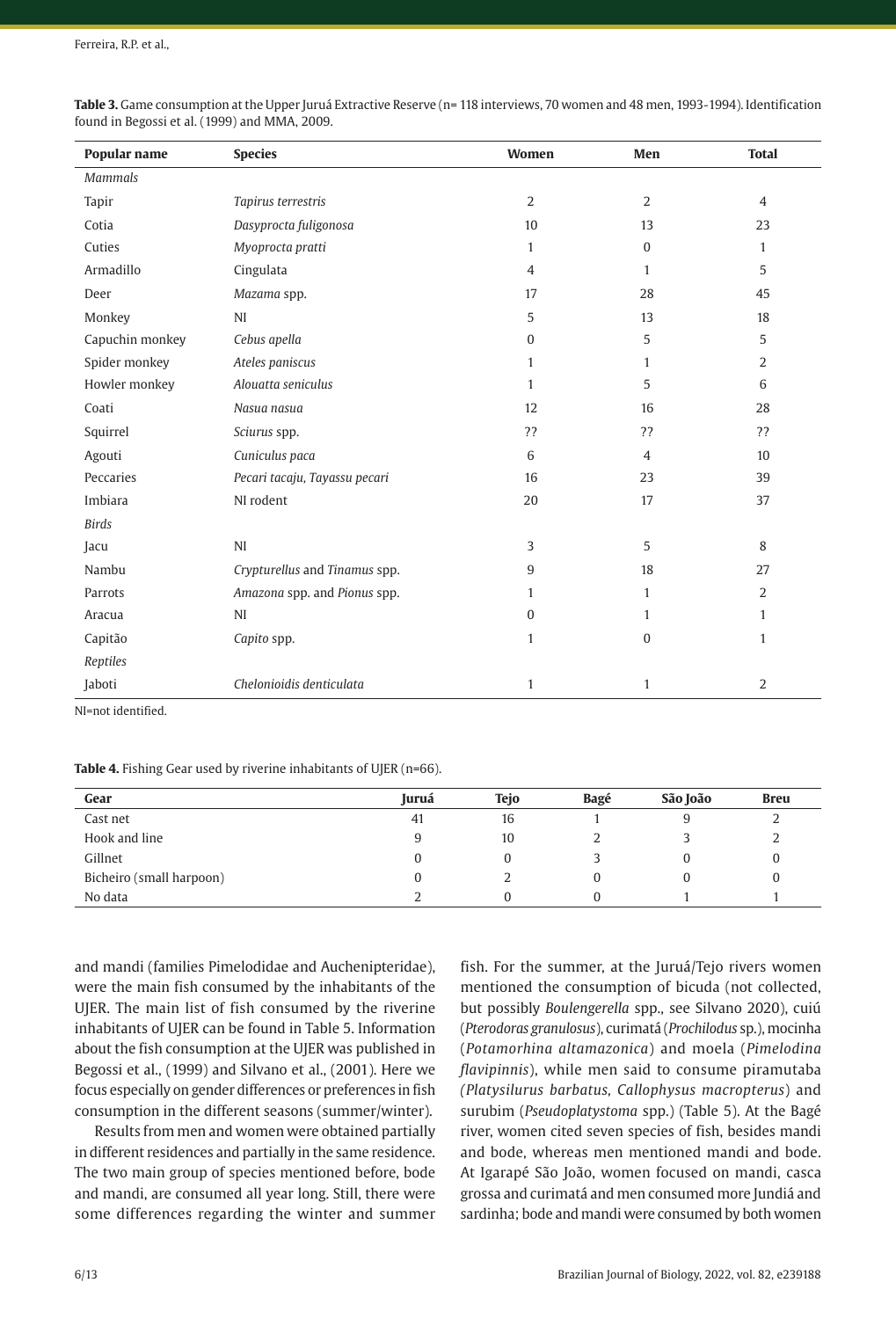**Table 3.** Game consumption at the Upper Juruá Extractive Reserve (n= 118 interviews, 70 women and 48 men, 1993-1994). Identification found in Begossi et al. (1999) and MMA, 2009.

| Popular name | Species | Women | Men | Total |
|---|---|---|---|---|
| *Mammals* | | | | |
| Tapir | *Tapirus terrestris* | 2 | 2 | 4 |
| Cotia | *Dasyprocta fuliginosa* | 10 | 13 | 23 |
| Cuties | *Myoprocta pratti* | 1 | 0 | 1 |
| Armadillo | Cingulata | 4 | 1 | 5 |
| Deer | *Mazama* spp. | 17 | 28 | 45 |
| Monkey | NI | 5 | 13 | 18 |
| Capuchin monkey | *Cebus apella* | 0 | 5 | 5 |
| Spider monkey | *Ateles paniscus* | 1 | 1 | 2 |
| Howler monkey | *Alouatta seniculus* | 1 | 5 | 6 |
| Coati | *Nasua nasua* | 12 | 16 | 28 |
| Squirrel | *Sciurus* spp. | ?? | ?? | ?? |
| Agouti | *Cuniculus paca* | 6 | 4 | 10 |
| Peccaries | *Pecari tacaju, Tayassu pecari* | 16 | 23 | 39 |
| Imbiara | NI rodent | 20 | 17 | 37 |
| *Birds* | | | | |
| Jacu | NI | 3 | 5 | 8 |
| Nambu | *Crypturellus* and *Tinamus* spp. | 9 | 18 | 27 |
| Parrots | *Amazona* spp. and *Pionus* spp. | 1 | 1 | 2 |
| Aracua | NI | 0 | 1 | 1 |
| Capitão | *Capito* spp. | 1 | 0 | 1 |
| *Reptiles* | | | | |
| Jaboti | *Chelonioidis denticulata* | 1 | 1 | 2 |

NI=not identified.

**Table 4.** Fishing Gear used by riverine inhabitants of UJER (n=66).

| Gear | Juruá | Tejo | Bagé | São João | Breu |
|---|---|---|---|---|---|
| Cast net | 41 | 16 | 1 | 9 | 2 |
| Hook and line | 9 | 10 | 2 | 3 | 2 |
| Gillnet | 0 | 0 | 3 | 0 | 0 |
| Bicheiro (small harpoon) | 0 | 2 | 0 | 0 | 0 |
| No data | 2 | 0 | 0 | 1 | 1 |

and mandi (families Pimelodidae and Auchenipteridae), were the main fish consumed by the inhabitants of the UJER. The main list of fish consumed by the riverine inhabitants of UJER can be found in Table 5. Information about the fish consumption at the UJER was published in Begossi et al., (1999) and Silvano et al., (2001). Here we focus especially on gender differences or preferences in fish consumption in the different seasons (summer/winter).

Results from men and women were obtained partially in different residences and partially in the same residence. The two main group of species mentioned before, bode and mandi, are consumed all year long. Still, there were some differences regarding the winter and summer fish. For the summer, at the Juruá/Tejo rivers women mentioned the consumption of bicuda (not collected, but possibly *Boulengerella* spp., see Silvano 2020), cuiú (*Pterodoras granulosus*), curimatá (*Prochilodus* sp.), mocinha (*Potamorhina altamazonica*) and moela (*Pimelodina flavipinnis*), while men said to consume piramutaba (*Platysilurus barbatus, Callophysus macropterus*) and surubim (*Pseudoplatystoma* spp.) (Table 5). At the Bagé river, women cited seven species of fish, besides mandi and bode, whereas men mentioned mandi and bode. At Igarapé São João, women focused on mandi, casca grossa and curimatá and men consumed more Jundiá and sardinha; bode and mandi were consumed by both women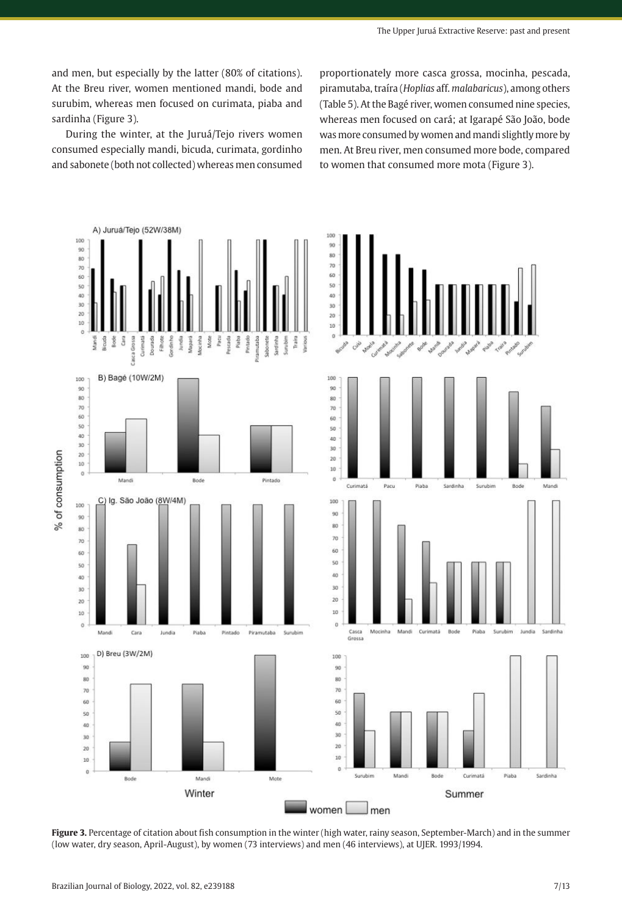and men, but especially by the latter (80% of citations). At the Breu river, women mentioned mandi, bode and surubim, whereas men focused on curimata, piaba and sardinha (Figure 3).

During the winter, at the Juruá/Tejo rivers women consumed especially mandi, bicuda, curimata, gordinho and sabonete (both not collected) whereas men consumed proportionately more casca grossa, mocinha, pescada, piramutaba, traíra (*Hoplias* aff. *malabaricus*), among others (Table 5). At the Bagé river, women consumed nine species, whereas men focused on cará; at Igarapé São João, bode was more consumed by women and mandi slightly more by men. At Breu river, men consumed more bode, compared to women that consumed more mota (Figure 3).

**Figure 3.** Percentage of citation about fish consumption in the winter (high water, rainy season, September-March) and in the summer (low water, dry season, April-August), by women (73 interviews) and men (46 interviews), at UJER. 1993/1994.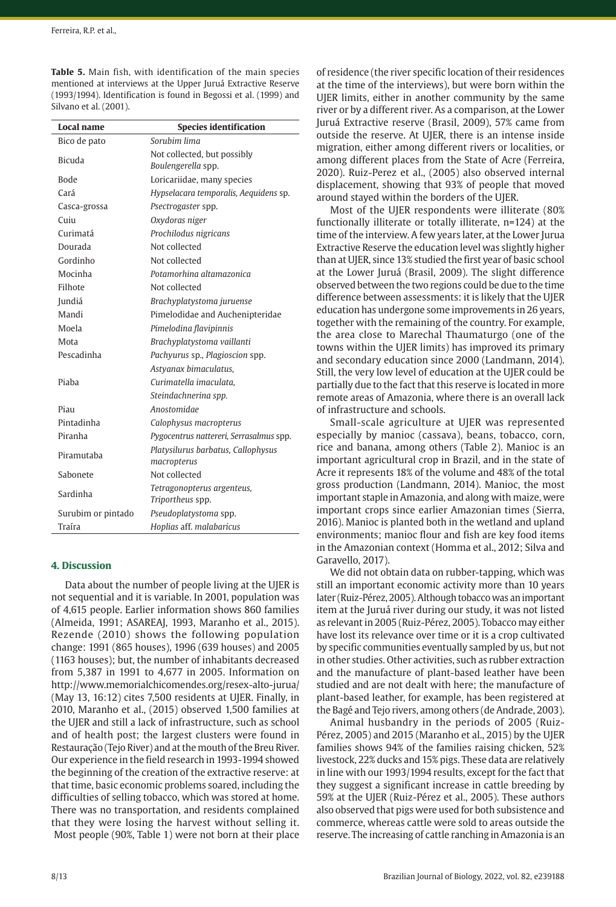**Table 5.** Main fish, with identification of the main species mentioned at interviews at the Upper Juruá Extractive Reserve (1993/1994). Identification is found in Begossi et al. (1999) and Silvano et al. (2001).

| Local name | Species identification |
|---|---|
| Bico de pato | *Sorubim lima* |
| Bicuda | Not collected, but possibly *Boulengerella* spp. |
| Bode | Loricariidae, many species |
| Cará | *Hypselacara temporalis, Aequidens* sp. |
| Casca-grossa | *Psectrogaster* spp. |
| Cuiu | *Oxydoras niger* |
| Curimatá | *Prochilodus nigricans* |
| Dourada | Not collected |
| Gordinho | Not collected |
| Mocinha | *Potamorhina altamazonica* |
| Filhote | Not collected |
| Jundiá | *Brachyplatystoma juruense* |
| Mandi | Pimelodidae and Auchenipteridae |
| Moela | *Pimelodina flavipinnis* |
| Mota | *Brachyplatystoma vaillanti* |
| Pescadinha | *Pachyurus* sp., *Plagioscion* spp. |
| Piaba | *Astyanax bimaculatus, Curimatella imaculata, Steindachnerina spp.* |
| Piau | *Anostomidae* |
| Pintadinha | *Calophysus macropterus* |
| Piranha | *Pygocentrus nattereri, Serrasalmus* spp. |
| Piramutaba | *Platysilurus barbatus, Callophysus macropterus* |
| Sabonete | Not collected |
| Sardinha | *Tetragonopterus argenteus, Triportheus* spp. |
| Surubim or pintado | *Pseudoplatystoma* spp. |
| Traíra | *Hoplias* aff. *malabaricus* |

## 4. Discussion

Data about the number of people living at the UJER is not sequential and it is variable. In 2001, population was of 4,615 people. Earlier information shows 860 families (Almeida, 1991; ASAREAJ, 1993, Maranho et al., 2015). Rezende (2010) shows the following population change: 1991 (865 houses), 1996 (639 houses) and 2005 (1163 houses); but, the number of inhabitants decreased from 5,387 in 1991 to 4,677 in 2005. Information on http://www.memorialchicomendes.org/resex-alto-jurua/ (May 13, 16:12) cites 7,500 residents at UJER. Finally, in 2010, Maranho et al., (2015) observed 1,500 families at the UJER and still a lack of infrastructure, such as school and of health post; the largest clusters were found in Restauração (Tejo River) and at the mouth of the Breu River. Our experience in the field research in 1993-1994 showed the beginning of the creation of the extractive reserve: at that time, basic economic problems soared, including the difficulties of selling tobacco, which was stored at home. There was no transportation, and residents complained that they were losing the harvest without selling it.

Most people (90%, Table 1) were not born at their place of residence (the river specific location of their residences at the time of the interviews), but were born within the UJER limits, either in another community by the same river or by a different river. As a comparison, at the Lower Juruá Extractive reserve (Brasil, 2009), 57% came from outside the reserve. At UJER, there is an intense inside migration, either among different rivers or localities, or among different places from the State of Acre (Ferreira, 2020). Ruiz-Perez et al., (2005) also observed internal displacement, showing that 93% of people that moved around stayed within the borders of the UJER.

Most of the UJER respondents were illiterate (80% functionally illiterate or totally illiterate, n=124) at the time of the interview. A few years later, at the Lower Jurua Extractive Reserve the education level was slightly higher than at UJER, since 13% studied the first year of basic school at the Lower Juruá (Brasil, 2009). The slight difference observed between the two regions could be due to the time difference between assessments: it is likely that the UJER education has undergone some improvements in 26 years, together with the remaining of the country. For example, the area close to Marechal Thaumaturgo (one of the towns within the UJER limits) has improved its primary and secondary education since 2000 (Landmann, 2014). Still, the very low level of education at the UJER could be partially due to the fact that this reserve is located in more remote areas of Amazonia, where there is an overall lack of infrastructure and schools.

Small-scale agriculture at UJER was represented especially by manioc (cassava), beans, tobacco, corn, rice and banana, among others (Table 2). Manioc is an important agricultural crop in Brazil, and in the state of Acre it represents 18% of the volume and 48% of the total gross production (Landmann, 2014). Manioc, the most important staple in Amazonia, and along with maize, were important crops since earlier Amazonian times (Sierra, 2016). Manioc is planted both in the wetland and upland environments; manioc flour and fish are key food items in the Amazonian context (Homma et al., 2012; Silva and Garavello, 2017).

We did not obtain data on rubber-tapping, which was still an important economic activity more than 10 years later (Ruiz-Pérez, 2005). Although tobacco was an important item at the Juruá river during our study, it was not listed as relevant in 2005 (Ruiz-Pérez, 2005). Tobacco may either have lost its relevance over time or it is a crop cultivated by specific communities eventually sampled by us, but not in other studies. Other activities, such as rubber extraction and the manufacture of plant-based leather have been studied and are not dealt with here; the manufacture of plant-based leather, for example, has been registered at the Bagé and Tejo rivers, among others (de Andrade, 2003).

Animal husbandry in the periods of 2005 (Ruiz-Pérez, 2005) and 2015 (Maranho et al., 2015) by the UJER families shows 94% of the families raising chicken, 52% livestock, 22% ducks and 15% pigs. These data are relatively in line with our 1993/1994 results, except for the fact that they suggest a significant increase in cattle breeding by 59% at the UJER (Ruiz-Pérez et al., 2005). These authors also observed that pigs were used for both subsistence and commerce, whereas cattle were sold to areas outside the reserve. The increasing of cattle ranching in Amazonia is an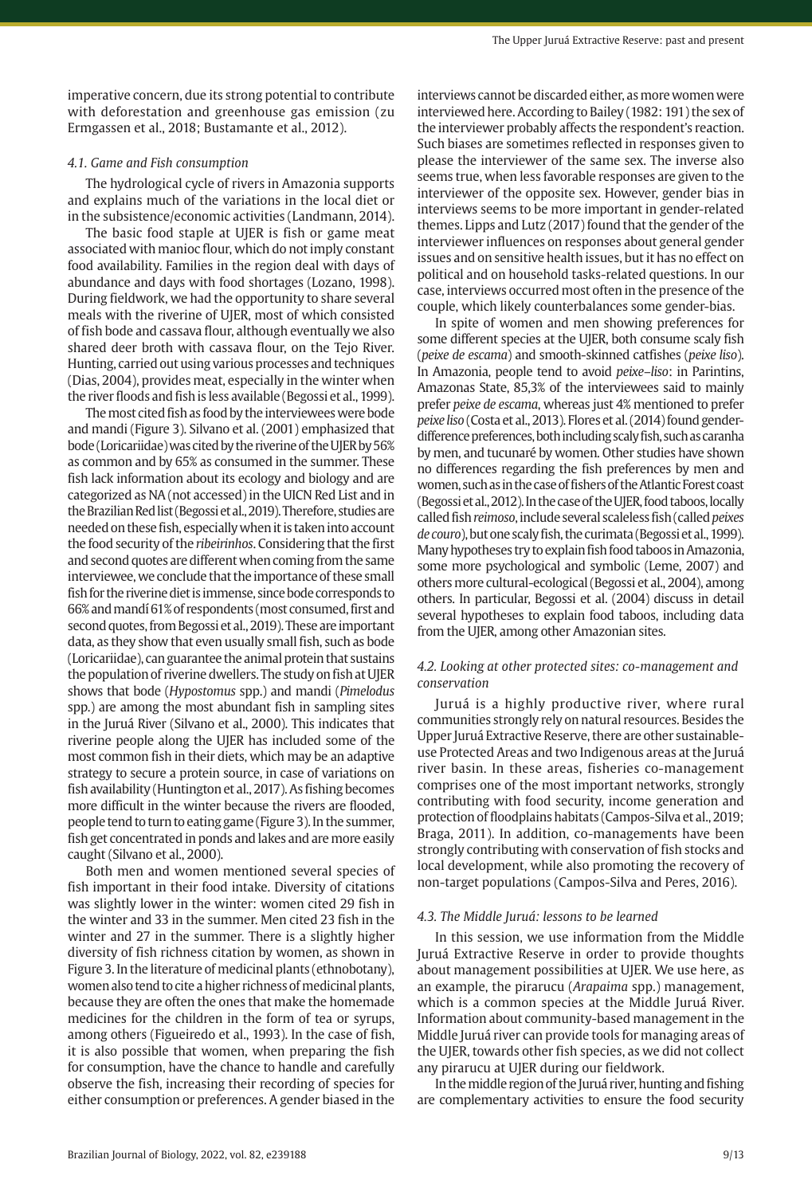imperative concern, due its strong potential to contribute with deforestation and greenhouse gas emission (zu Ermgassen et al., 2018; Bustamante et al., 2012).

### *4.1. Game and Fish consumption*

The hydrological cycle of rivers in Amazonia supports and explains much of the variations in the local diet or in the subsistence/economic activities (Landmann, 2014).

The basic food staple at UJER is fish or game meat associated with manioc flour, which do not imply constant food availability. Families in the region deal with days of abundance and days with food shortages (Lozano, 1998). During fieldwork, we had the opportunity to share several meals with the riverine of UJER, most of which consisted of fish bode and cassava flour, although eventually we also shared deer broth with cassava flour, on the Tejo River. Hunting, carried out using various processes and techniques (Dias, 2004), provides meat, especially in the winter when the river floods and fish is less available (Begossi et al., 1999).

The most cited fish as food by the interviewees were bode and mandi (Figure 3). Silvano et al. (2001) emphasized that bode (Loricariidae) was cited by the riverine of the UJER by 56% as common and by 65% as consumed in the summer. These fish lack information about its ecology and biology and are categorized as NA (not accessed) in the UICN Red List and in the Brazilian Red list (Begossi et al., 2019). Therefore, studies are needed on these fish, especially when it is taken into account the food security of the *ribeirinhos*. Considering that the first and second quotes are different when coming from the same interviewee, we conclude that the importance of these small fish for the riverine diet is immense, since bode corresponds to 66% and mandi 61% of respondents (most consumed, first and second quotes, from Begossi et al., 2019). These are important data, as they show that even usually small fish, such as bode (Loricariidae), can guarantee the animal protein that sustains the population of riverine dwellers. The study on fish at UJER shows that bode (*Hypostomus* spp.) and mandi (*Pimelodus* spp.) are among the most abundant fish in sampling sites in the Juruá River (Silvano et al., 2000). This indicates that riverine people along the UJER has included some of the most common fish in their diets, which may be an adaptive strategy to secure a protein source, in case of variations on fish availability (Huntington et al., 2017). As fishing becomes more difficult in the winter because the rivers are flooded, people tend to turn to eating game (Figure 3). In the summer, fish get concentrated in ponds and lakes and are more easily caught (Silvano et al., 2000).

Both men and women mentioned several species of fish important in their food intake. Diversity of citations was slightly lower in the winter: women cited 29 fish in the winter and 33 in the summer. Men cited 23 fish in the winter and 27 in the summer. There is a slightly higher diversity of fish richness citation by women, as shown in Figure 3. In the literature of medicinal plants (ethnobotany), women also tend to cite a higher richness of medicinal plants, because they are often the ones that make the homemade medicines for the children in the form of tea or syrups, among others (Figueiredo et al., 1993). In the case of fish, it is also possible that women, when preparing the fish for consumption, have the chance to handle and carefully observe the fish, increasing their recording of species for either consumption or preferences. A gender biased in the interviews cannot be discarded either, as more women were interviewed here. According to Bailey (1982: 191) the sex of the interviewer probably affects the respondent's reaction. Such biases are sometimes reflected in responses given to please the interviewer of the same sex. The inverse also seems true, when less favorable responses are given to the interviewer of the opposite sex. However, gender bias in interviews seems to be more important in gender-related themes. Lipps and Lutz (2017) found that the gender of the interviewer influences on responses about general gender issues and on sensitive health issues, but it has no effect on political and on household tasks-related questions. In our case, interviews occurred most often in the presence of the couple, which likely counterbalances some gender-bias.

In spite of women and men showing preferences for some different species at the UJER, both consume scaly fish (*peixe de escama*) and smooth-skinned catfishes (*peixe liso*). In Amazonia, people tend to avoid *peixe–liso*: in Parintins, Amazonas State, 85,3% of the interviewees said to mainly prefer *peixe de escama*, whereas just 4% mentioned to prefer *peixe liso* (Costa et al., 2013). Flores et al. (2014) found gender-difference preferences, both including scaly fish, such as caranha by men, and tucunaré by women. Other studies have shown no differences regarding the fish preferences by men and women, such as in the case of fishers of the Atlantic Forest coast (Begossi et al., 2012). In the case of the UJER, food taboos, locally called fish *reimoso*, include several scaleless fish (called *peixes de couro*), but one scaly fish, the curimata (Begossi et al., 1999). Many hypotheses try to explain fish food taboos in Amazonia, some more psychological and symbolic (Leme, 2007) and others more cultural-ecological (Begossi et al., 2004), among others. In particular, Begossi et al. (2004) discuss in detail several hypotheses to explain food taboos, including data from the UJER, among other Amazonian sites.

### *4.2. Looking at other protected sites: co-management and conservation*

Juruá is a highly productive river, where rural communities strongly rely on natural resources. Besides the Upper Juruá Extractive Reserve, there are other sustainable-use Protected Areas and two Indigenous areas at the Juruá river basin. In these areas, fisheries co-management comprises one of the most important networks, strongly contributing with food security, income generation and protection of floodplains habitats (Campos-Silva et al., 2019; Braga, 2011). In addition, co-managements have been strongly contributing with conservation of fish stocks and local development, while also promoting the recovery of non-target populations (Campos-Silva and Peres, 2016).

### *4.3. The Middle Juruá: lessons to be learned*

In this session, we use information from the Middle Juruá Extractive Reserve in order to provide thoughts about management possibilities at UJER. We use here, as an example, the pirarucu (*Arapaima* spp.) management, which is a common species at the Middle Juruá River. Information about community-based management in the Middle Juruá river can provide tools for managing areas of the UJER, towards other fish species, as we did not collect any pirarucu at UJER during our fieldwork.

In the middle region of the Juruá river, hunting and fishing are complementary activities to ensure the food security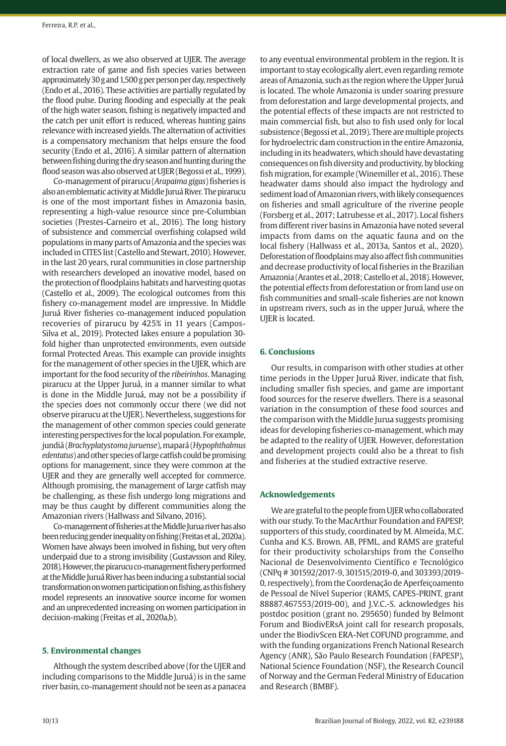of local dwellers, as we also observed at UJER. The average extraction rate of game and fish species varies between approximately 30 g and 1,500 g per person per day, respectively (Endo et al., 2016). These activities are partially regulated by the flood pulse. During flooding and especially at the peak of the high water season, fishing is negatively impacted and the catch per unit effort is reduced, whereas hunting gains relevance with increased yields. The alternation of activities is a compensatory mechanism that helps ensure the food security (Endo et al., 2016). A similar pattern of alternation between fishing during the dry season and hunting during the flood season was also observed at UJER (Begossi et al., 1999).

Co-management of pirarucu (*Arapaima gigas*) fisheries is also an emblematic activity at Middle Juruá River. The pirarucu is one of the most important fishes in Amazonia basin, representing a high-value resource since pre-Columbian societies (Prestes-Carneiro et al., 2016). The long history of subsistence and commercial overfishing colapsed wild populations in many parts of Amazonia and the species was included in CITES list (Castello and Stewart, 2010). However, in the last 20 years, rural communities in close partnership with researchers developed an inovative model, based on the protection of floodplains habitats and harvesting quotas (Castello et al., 2009). The ecological outcomes from this fishery co-management model are impressive. In Middle Juruá River fisheries co-management induced population recoveries of pirarucu by 425% in 11 years (Campos-Silva et al., 2019). Protected lakes ensure a population 30-fold higher than unprotected environments, even outside formal Protected Areas. This example can provide insights for the management of other species in the UJER, which are important for the food security of the *ribeirinhos*. Managing pirarucu at the Upper Juruá, in a manner similar to what is done in the Middle Juruá, may not be a possibility if the species does not commonly occur there (we did not observe pirarucu at the UJER). Nevertheless, suggestions for the management of other common species could generate interesting perspectives for the local population. For example, jundiá (*Brachyplatystoma juruense*), mapará (*Hypophthalmus edentatus*) and other species of large catfish could be promising options for management, since they were common at the UJER and they are generally well accepted for commerce. Although promising, the management of large catfish may be challenging, as these fish undergo long migrations and may be thus caught by different communities along the Amazonian rivers (Hallwass and Silvano, 2016).

Co-management of fisheries at the Middle Jurua river has also been reducing gender inequality on fishing (Freitas et al., 2020a). Women have always been involved in fishing, but very often underpaid due to a strong invisibility (Gustavsson and Riley, 2018). However, the pirarucu co-management fishery performed at the Middle Juruá River has been inducing a substantial social transformation on women participation on fishing, as this fishery model represents an innovative source income for women and an unprecedented increasing on women participation in decision-making (Freitas et al., 2020a,b).

## 5. Environmental changes

Although the system described above (for the UJER and including comparisons to the Middle Juruá) is in the same river basin, co-management should not be seen as a panacea to any eventual environmental problem in the region. It is important to stay ecologically alert, even regarding remote areas of Amazonia, such as the region where the Upper Juruá is located. The whole Amazonia is under soaring pressure from deforestation and large developmental projects, and the potential effects of these impacts are not restricted to main commercial fish, but also to fish used only for local subsistence (Begossi et al., 2019). There are multiple projects for hydroelectric dam construction in the entire Amazonia, including in its headwaters, which should have devastating consequences on fish diversity and productivity, by blocking fish migration, for example (Winemiller et al., 2016). These headwater dams should also impact the hydrology and sediment load of Amazonian rivers, with likely consequences on fisheries and small agriculture of the riverine people (Forsberg et al., 2017; Latrubesse et al., 2017). Local fishers from different river basins in Amazonia have noted several impacts from dams on the aquatic fauna and on the local fishery (Hallwass et al., 2013a, Santos et al., 2020). Deforestation of floodplains may also affect fish communities and decrease productivity of local fisheries in the Brazilian Amazonia (Arantes et al., 2018; Castello et al., 2018). However, the potential effects from deforestation or from land use on fish communities and small-scale fisheries are not known in upstream rivers, such as in the upper Juruá, where the UJER is located.

## 6. Conclusions

Our results, in comparison with other studies at other time periods in the Upper Juruá River, indicate that fish, including smaller fish species, and game are important food sources for the reserve dwellers. There is a seasonal variation in the consumption of these food sources and the comparison with the Middle Jurua suggests promising ideas for developing fisheries co-management, which may be adapted to the reality of UJER. However, deforestation and development projects could also be a threat to fish and fisheries at the studied extractive reserve.

## Acknowledgements

We are grateful to the people from UJER who collaborated with our study. To the MacArthur Foundation and FAPESP, supporters of this study, coordinated by M. Almeida, M.C. Cunha and K.S. Brown. AB, PFML, and RAMS are grateful for their productivity scholarships from the Conselho Nacional de Desenvolvimento Científico e Tecnológico (CNPq # 301592/2017-9, 301515/2019-0, and 303393/2019-0, respectively), from the Coordenação de Aperfeiçoamento de Pessoal de Nível Superior (RAMS, CAPES-PRINT, grant 88887.467553/2019-00), and J.V.C.-S. acknowledges his postdoc position (grant no. 295650) funded by Belmont Forum and BiodivERsA joint call for research proposals, under the BiodivScen ERA-Net COFUND programme, and with the funding organizations French National Research Agency (ANR), São Paulo Research Foundation (FAPESP), National Science Foundation (NSF), the Research Council of Norway and the German Federal Ministry of Education and Research (BMBF).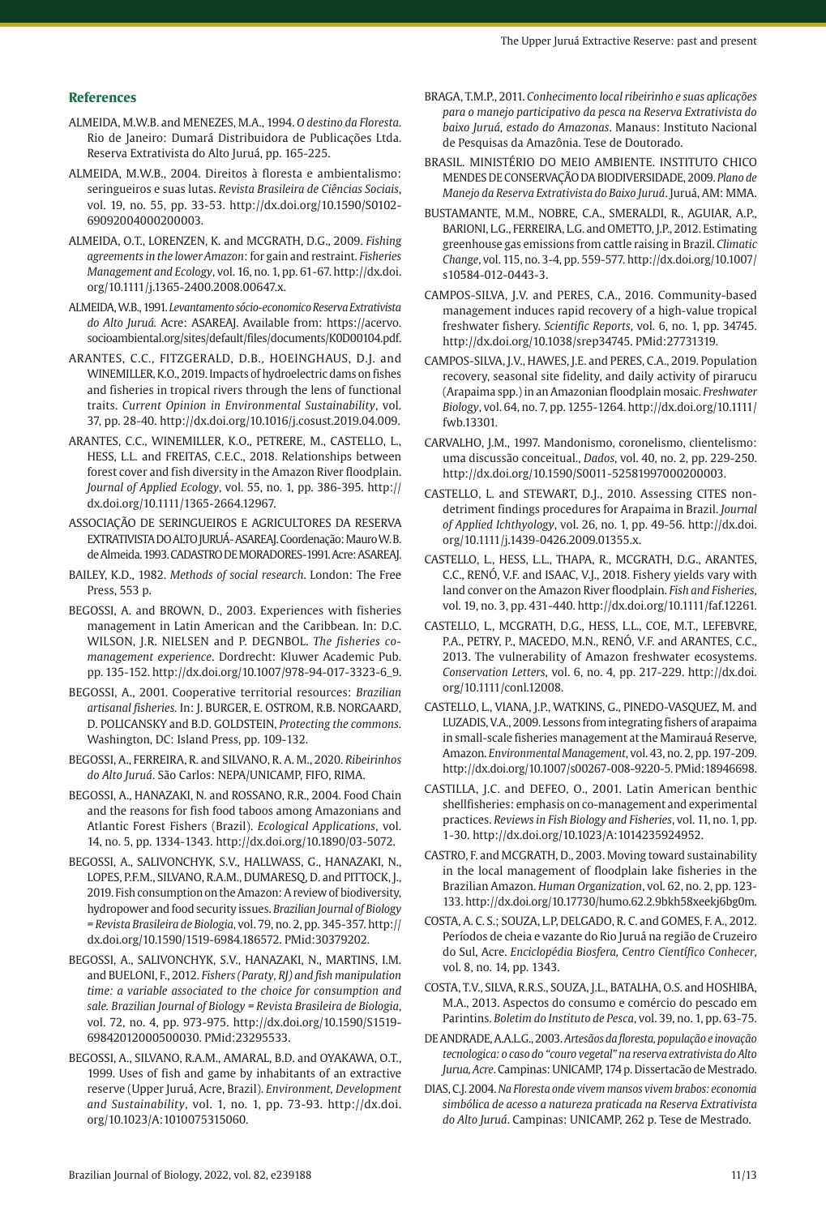## References

ALMEIDA, M.W.B. and MENEZES, M.A., 1994. *O destino da Floresta*. Rio de Janeiro: Dumará Distribuidora de Publicações Ltda. Reserva Extrativista do Alto Juruá, pp. 165-225.

ALMEIDA, M.W.B., 2004. Direitos à floresta e ambientalismo: seringueiros e suas lutas. *Revista Brasileira de Ciências Sociais*, vol. 19, no. 55, pp. 33-53. http://dx.doi.org/10.1590/S0102-69092004000200003.

ALMEIDA, O.T., LORENZEN, K. and MCGRATH, D.G., 2009. *Fishing agreements in the lower Amazon*: for gain and restraint. *Fisheries Management and Ecology*, vol. 16, no. 1, pp. 61-67. http://dx.doi.org/10.1111/j.1365-2400.2008.00647.x.

ALMEIDA, W.B., 1991. *Levantamento sócio-economico Reserva Extrativista do Alto Juruá*. Acre: ASAREAJ. Available from: https://acervo.socioambiental.org/sites/default/files/documents/K0D00104.pdf.

ARANTES, C.C., FITZGERALD, D.B., HOEINGHAUS, D.J. and WINEMILLER, K.O., 2019. Impacts of hydroelectric dams on fishes and fisheries in tropical rivers through the lens of functional traits. *Current Opinion in Environmental Sustainability*, vol. 37, pp. 28-40. http://dx.doi.org/10.1016/j.cosust.2019.04.009.

ARANTES, C.C., WINEMILLER, K.O., PETRERE, M., CASTELLO, L., HESS, L.L. and FREITAS, C.E.C., 2018. Relationships between forest cover and fish diversity in the Amazon River floodplain. *Journal of Applied Ecology*, vol. 55, no. 1, pp. 386-395. http://dx.doi.org/10.1111/1365-2664.12967.

ASSOCIAÇÃO DE SERINGUEIROS E AGRICULTORES DA RESERVA EXTRATIVISTA DO ALTO JURUÁ- ASAREAJ. Coordenação: Mauro W. B. de Almeida. 1993. CADASTRO DE MORADORES-1991. Acre: ASAREAJ.

BAILEY, K.D., 1982. *Methods of social research*. London: The Free Press, 553 p.

BEGOSSI, A. and BROWN, D., 2003. Experiences with fisheries management in Latin American and the Caribbean. In: D.C. WILSON, J.R. NIELSEN and P. DEGNBOL. *The fisheries co-management experience*. Dordrecht: Kluwer Academic Pub. pp. 135-152. http://dx.doi.org/10.1007/978-94-017-3323-6_9.

BEGOSSI, A., 2001. Cooperative territorial resources: *Brazilian artisanal fisheries*. In: J. BURGER, E. OSTROM, R.B. NORGAARD, D. POLICANSKY and B.D. GOLDSTEIN, *Protecting the commons*. Washington, DC: Island Press, pp. 109-132.

BEGOSSI, A., FERREIRA, R. and SILVANO, R. A. M., 2020. *Ribeirinhos do Alto Juruá*. São Carlos: NEPA/UNICAMP, FIFO, RIMA.

BEGOSSI, A., HANAZAKI, N. and ROSSANO, R.R., 2004. Food Chain and the reasons for fish food taboos among Amazonians and Atlantic Forest Fishers (Brazil). *Ecological Applications*, vol. 14, no. 5, pp. 1334-1343. http://dx.doi.org/10.1890/03-5072.

BEGOSSI, A., SALIVONCHYK, S.V., HALLWASS, G., HANAZAKI, N., LOPES, P.F.M., SILVANO, R.A.M., DUMARESQ, D. and PITTOCK, J., 2019. Fish consumption on the Amazon: A review of biodiversity, hydropower and food security issues. *Brazilian Journal of Biology = Revista Brasileira de Biologia*, vol. 79, no. 2, pp. 345-357. http://dx.doi.org/10.1590/1519-6984.186572. PMid:30379202.

BEGOSSI, A., SALIVONCHYK, S.V., HANAZAKI, N., MARTINS, I.M. and BUELONI, F., 2012. *Fishers (Paraty, RJ) and fish manipulation time: a variable associated to the choice for consumption and sale. Brazilian Journal of Biology = Revista Brasileira de Biologia*, vol. 72, no. 4, pp. 973-975. http://dx.doi.org/10.1590/S1519-69842012000500030. PMid:23295533.

BEGOSSI, A., SILVANO, R.A.M., AMARAL, B.D. and OYAKAWA, O.T., 1999. Uses of fish and game by inhabitants of an extractive reserve (Upper Juruá, Acre, Brazil). *Environment, Development and Sustainability*, vol. 1, no. 1, pp. 73-93. http://dx.doi.org/10.1023/A:1010075315060.

BRAGA, T.M.P., 2011. *Conhecimento local ribeirinho e suas aplicações para o manejo participativo da pesca na Reserva Extrativista do baixo Juruá, estado do Amazonas*. Manaus: Instituto Nacional de Pesquisas da Amazônia. Tese de Doutorado.

BRASIL. MINISTÉRIO DO MEIO AMBIENTE. INSTITUTO CHICO MENDES DE CONSERVAÇÃO DA BIODIVERSIDADE, 2009. *Plano de Manejo da Reserva Extrativista do Baixo Juruá*. Juruá, AM: MMA.

BUSTAMANTE, M.M., NOBRE, C.A., SMERALDI, R., AGUIAR, A.P., BARIONI, L.G., FERREIRA, L.G. and OMETTO, J.P., 2012. Estimating greenhouse gas emissions from cattle raising in Brazil. *Climatic Change*, vol. 115, no. 3-4, pp. 559-577. http://dx.doi.org/10.1007/s10584-012-0443-3.

CAMPOS-SILVA, J.V. and PERES, C.A., 2016. Community-based management induces rapid recovery of a high-value tropical freshwater fishery. *Scientific Reports*, vol. 6, no. 1, pp. 34745. http://dx.doi.org/10.1038/srep34745. PMid:27731319.

CAMPOS-SILVA, J.V., HAWES, J.E. and PERES, C.A., 2019. Population recovery, seasonal site fidelity, and daily activity of pirarucu (Arapaima spp.) in an Amazonian floodplain mosaic. *Freshwater Biology*, vol. 64, no. 7, pp. 1255-1264. http://dx.doi.org/10.1111/fwb.13301.

CARVALHO, J.M., 1997. Mandonismo, coronelismo, clientelismo: uma discussão conceitual., *Dados*, vol. 40, no. 2, pp. 229-250. http://dx.doi.org/10.1590/S0011-52581997000200003.

CASTELLO, L. and STEWART, D.J., 2010. Assessing CITES non-detriment findings procedures for Arapaima in Brazil. *Journal of Applied Ichthyology*, vol. 26, no. 1, pp. 49-56. http://dx.doi.org/10.1111/j.1439-0426.2009.01355.x.

CASTELLO, L., HESS, L.L., THAPA, R., MCGRATH, D.G., ARANTES, C.C., RENÓ, V.F. and ISAAC, V.J., 2018. Fishery yields vary with land conver on the Amazon River floodplain. *Fish and Fisheries*, vol. 19, no. 3, pp. 431-440. http://dx.doi.org/10.1111/faf.12261.

CASTELLO, L., MCGRATH, D.G., HESS, L.L., COE, M.T., LEFEBVRE, P.A., PETRY, P., MACEDO, M.N., RENÓ, V.F. and ARANTES, C.C., 2013. The vulnerability of Amazon freshwater ecosystems. *Conservation Letters*, vol. 6, no. 4, pp. 217-229. http://dx.doi.org/10.1111/conl.12008.

CASTELLO, L., VIANA, J.P., WATKINS, G., PINEDO-VASQUEZ, M. and LUZADIS, V.A., 2009. Lessons from integrating fishers of arapaima in small-scale fisheries management at the Mamirauá Reserve, Amazon. *Environmental Management*, vol. 43, no. 2, pp. 197-209. http://dx.doi.org/10.1007/s00267-008-9220-5. PMid:18946698.

CASTILLA, J.C. and DEFEO, O., 2001. Latin American benthic shellfisheries: emphasis on co-management and experimental practices. *Reviews in Fish Biology and Fisheries*, vol. 11, no. 1, pp. 1-30. http://dx.doi.org/10.1023/A:1014235924952.

CASTRO, F. and MCGRATH, D., 2003. Moving toward sustainability in the local management of floodplain lake fisheries in the Brazilian Amazon. *Human Organization*, vol. 62, no. 2, pp. 123-133. http://dx.doi.org/10.17730/humo.62.2.9bkh58xeekj6bg0m.

COSTA, A. C. S.; SOUZA, L.P, DELGADO, R. C. and GOMES, F. A., 2012. Períodos de cheia e vazante do Rio Juruá na região de Cruzeiro do Sul, Acre. *Enciclopédia Biosfera, Centro Científico Conhecer*, vol. 8, no. 14, pp. 1343.

COSTA, T.V., SILVA, R.R.S., SOUZA, J.L., BATALHA, O.S. and HOSHIBA, M.A., 2013. Aspectos do consumo e comércio do pescado em Parintins. *Boletim do Instituto de Pesca*, vol. 39, no. 1, pp. 63-75.

DE ANDRADE, A.A.L.G., 2003. *Artesãos da floresta, população e inovação tecnologica: o caso do "couro vegetal" na reserva extrativista do Alto Jurua, Acre*. Campinas: UNICAMP, 174 p. Dissertação de Mestrado.

DIAS, C.J. 2004. *Na Floresta onde vivem mansos vivem brabos: economia simbólica de acesso a natureza praticada na Reserva Extrativista do Alto Juruá*. Campinas: UNICAMP, 262 p. Tese de Mestrado.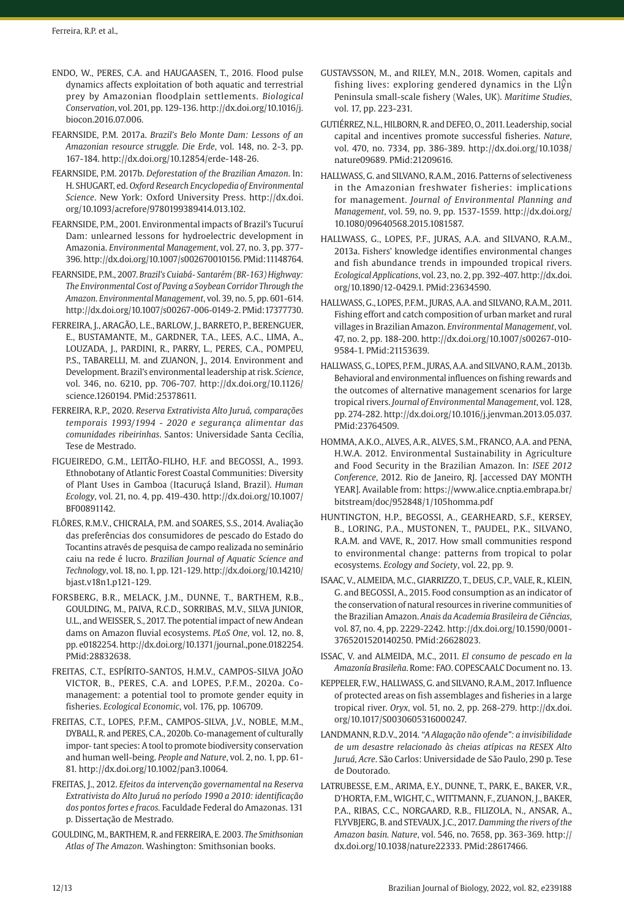ENDO, W., PERES, C.A. and HAUGAASEN, T., 2016. Flood pulse dynamics affects exploitation of both aquatic and terrestrial prey by Amazonian floodplain settlements. *Biological Conservation*, vol. 201, pp. 129-136. http://dx.doi.org/10.1016/j.biocon.2016.07.006.

FEARNSIDE, P.M. 2017a. *Brazil's Belo Monte Dam: Lessons of an Amazonian resource struggle. Die Erde*, vol. 148, no. 2-3, pp. 167-184. http://dx.doi.org/10.12854/erde-148-26.

FEARNSIDE, P.M. 2017b. *Deforestation of the Brazilian Amazon*. In: H. SHUGART, ed. *Oxford Research Encyclopedia of Environmental Science*. New York: Oxford University Press. http://dx.doi.org/10.1093/acrefore/9780199389414.013.102.

FEARNSIDE, P.M., 2001. Environmental impacts of Brazil's Tucuruí Dam: unlearned lessons for hydroelectric development in Amazonia. *Environmental Management*, vol. 27, no. 3, pp. 377-396. http://dx.doi.org/10.1007/s002670010156. PMid:11148764.

FEARNSIDE, P.M., 2007. *Brazil's Cuiabá- Santarém (BR-163) Highway: The Environmental Cost of Paving a Soybean Corridor Through the Amazon. Environmental Management*, vol. 39, no. 5, pp. 601-614. http://dx.doi.org/10.1007/s00267-006-0149-2. PMid:17377730.

FERREIRA, J., ARAGÃO, L.E., BARLOW, J., BARRETO, P., BERENGUER, E., BUSTAMANTE, M., GARDNER, T.A., LEES, A.C., LIMA, A., LOUZADA, J., PARDINI, R., PARRY, L., PERES, C.A., POMPEU, P.S., TABARELLI, M. and ZUANON, J., 2014. Environment and Development. Brazil's environmental leadership at risk. *Science*, vol. 346, no. 6210, pp. 706-707. http://dx.doi.org/10.1126/science.1260194. PMid:25378611.

FERREIRA, R.P., 2020. *Reserva Extrativista Alto Juruá, comparações temporais 1993/1994 - 2020 e segurança alimentar das comunidades ribeirinhas*. Santos: Universidade Santa Cecília, Tese de Mestrado.

FIGUEIREDO, G.M., LEITÃO-FILHO, H.F. and BEGOSSI, A., 1993. Ethnobotany of Atlantic Forest Coastal Communities: Diversity of Plant Uses in Gamboa (Itacuruçá Island, Brazil). *Human Ecology*, vol. 21, no. 4, pp. 419-430. http://dx.doi.org/10.1007/BF00891142.

FLÔRES, R.M.V., CHICRALA, P.M. and SOARES, S.S., 2014. Avaliação das preferências dos consumidores de pescado do Estado do Tocantins através de pesquisa de campo realizada no seminário caiu na rede é lucro. *Brazilian Journal of Aquatic Science and Technology*, vol. 18, no. 1, pp. 121-129. http://dx.doi.org/10.14210/bjast.v18n1.p121-129.

FORSBERG, B.R., MELACK, J.M., DUNNE, T., BARTHEM, R.B., GOULDING, M., PAIVA, R.C.D., SORRIBAS, M.V., SILVA JUNIOR, U.L., and WEISSER, S., 2017. The potential impact of new Andean dams on Amazon fluvial ecosystems. *PLoS One*, vol. 12, no. 8, pp. e0182254. http://dx.doi.org/10.1371/journal.,pone.0182254. PMid:28832638.

FREITAS, C.T., ESPÍRITO-SANTOS, H.M.V., CAMPOS-SILVA JOÃO VICTOR, B., PERES, C.A. and LOPES, P.F.M., 2020a. Co-management: a potential tool to promote gender equity in fisheries. *Ecological Economic*, vol. 176, pp. 106709.

FREITAS, C.T., LOPES, P.F.M., CAMPOS-SILVA, J.V., NOBLE, M.M., DYBALL, R. and PERES, C.A., 2020b. Co-management of culturally impor- tant species: A tool to promote biodiversity conservation and human well-being. *People and Nature*, vol. 2, no. 1, pp. 61-81. http://dx.doi.org/10.1002/pan3.10064.

FREITAS, J., 2012. *Efeitos da intervenção governamental na Reserva Extrativista do Alto Juruá no período 1990 a 2010: identificação dos pontos fortes e fracos.* Faculdade Federal do Amazonas. 131 p. Dissertação de Mestrado.

GOULDING, M., BARTHEM, R. and FERREIRA, E. 2003. *The Smithsonian Atlas of The Amazon*. Washington: Smithsonian books.

GUSTAVSSON, M., and RILEY, M.N., 2018. Women, capitals and fishing lives: exploring gendered dynamics in the Llŷn Peninsula small-scale fishery (Wales, UK). *Maritime Studies*, vol. 17, pp. 223-231.

GUTIÉRREZ, N.L., HILBORN, R. and DEFEO, O., 2011. Leadership, social capital and incentives promote successful fisheries. *Nature*, vol. 470, no. 7334, pp. 386-389. http://dx.doi.org/10.1038/nature09689. PMid:21209616.

HALLWASS, G. and SILVANO, R.A.M., 2016. Patterns of selectiveness in the Amazonian freshwater fisheries: implications for management. *Journal of Environmental Planning and Management*, vol. 59, no. 9, pp. 1537-1559. http://dx.doi.org/10.1080/09640568.2015.1081587.

HALLWASS, G., LOPES, P.F., JURAS, A.A. and SILVANO, R.A.M., 2013a. Fishers' knowledge identifies environmental changes and fish abundance trends in impounded tropical rivers. *Ecological Applications*, vol. 23, no. 2, pp. 392-407. http://dx.doi.org/10.1890/12-0429.1. PMid:23634590.

HALLWASS, G., LOPES, P.F.M., JURAS, A.A. and SILVANO, R.A.M., 2011. Fishing effort and catch composition of urban market and rural villages in Brazilian Amazon. *Environmental Management*, vol. 47, no. 2, pp. 188-200. http://dx.doi.org/10.1007/s00267-010-9584-1. PMid:21153639.

HALLWASS, G., LOPES, P.F.M., JURAS, A.A. and SILVANO, R.A.M., 2013b. Behavioral and environmental influences on fishing rewards and the outcomes of alternative management scenarios for large tropical rivers. *Journal of Environmental Management*, vol. 128, pp. 274-282. http://dx.doi.org/10.1016/j.jenvman.2013.05.037. PMid:23764509.

HOMMA, A.K.O., ALVES, A.R., ALVES, S.M., FRANCO, A.A. and PENA, H.W.A. 2012. Environmental Sustainability in Agriculture and Food Security in the Brazilian Amazon. In: *ISEE 2012 Conference*, 2012. Rio de Janeiro, RJ. [accessed DAY MONTH YEAR]. Available from: https://www.alice.cnptia.embrapa.br/bitstream/doc/952848/1/105homma.pdf

HUNTINGTON, H.P., BEGOSSI, A., GEARHEARD, S.F., KERSEY, B., LORING, P.A., MUSTONEN, T., PAUDEL, P.K., SILVANO, R.A.M. and VAVE, R., 2017. How small communities respond to environmental change: patterns from tropical to polar ecosystems. *Ecology and Society*, vol. 22, pp. 9.

ISAAC, V., ALMEIDA, M.C., GIARRIZZO, T., DEUS, C.P., VALE, R., KLEIN, G. and BEGOSSI, A., 2015. Food consumption as an indicator of the conservation of natural resources in riverine communities of the Brazilian Amazon. *Anais da Academia Brasileira de Ciências*, vol. 87, no. 4, pp. 2229-2242. http://dx.doi.org/10.1590/0001-3765201520140250. PMid:26628023.

ISSAC, V. and ALMEIDA, M.C., 2011. *El consumo de pescado en la Amazonía Brasileña*. Rome: FAO. COPESCAALC Document no. 13.

KEPPELER, F.W., HALLWASS, G. and SILVANO, R.A.M., 2017. Influence of protected areas on fish assemblages and fisheries in a large tropical river. *Oryx*, vol. 51, no. 2, pp. 268-279. http://dx.doi.org/10.1017/S0030605316000247.

LANDMANN, R.D.V., 2014. *"A Alagação não ofende": a invisibilidade de um desastre relacionado às cheias atípicas na RESEX Alto Juruá, Acre*. São Carlos: Universidade de São Paulo, 290 p. Tese de Doutorado.

LATRUBESSE, E.M., ARIMA, E.Y., DUNNE, T., PARK, E., BAKER, V.R., D'HORTA, F.M., WIGHT, C., WITTMANN, F., ZUANON, J., BAKER, P.A., RIBAS, C.C., NORGAARD, R.B., FILIZOLA, N., ANSAR, A., FLYVBJERG, B. and STEVAUX, J.C., 2017. *Damming the rivers of the Amazon basin. Nature*, vol. 546, no. 7658, pp. 363-369. http://dx.doi.org/10.1038/nature22333. PMid:28617466.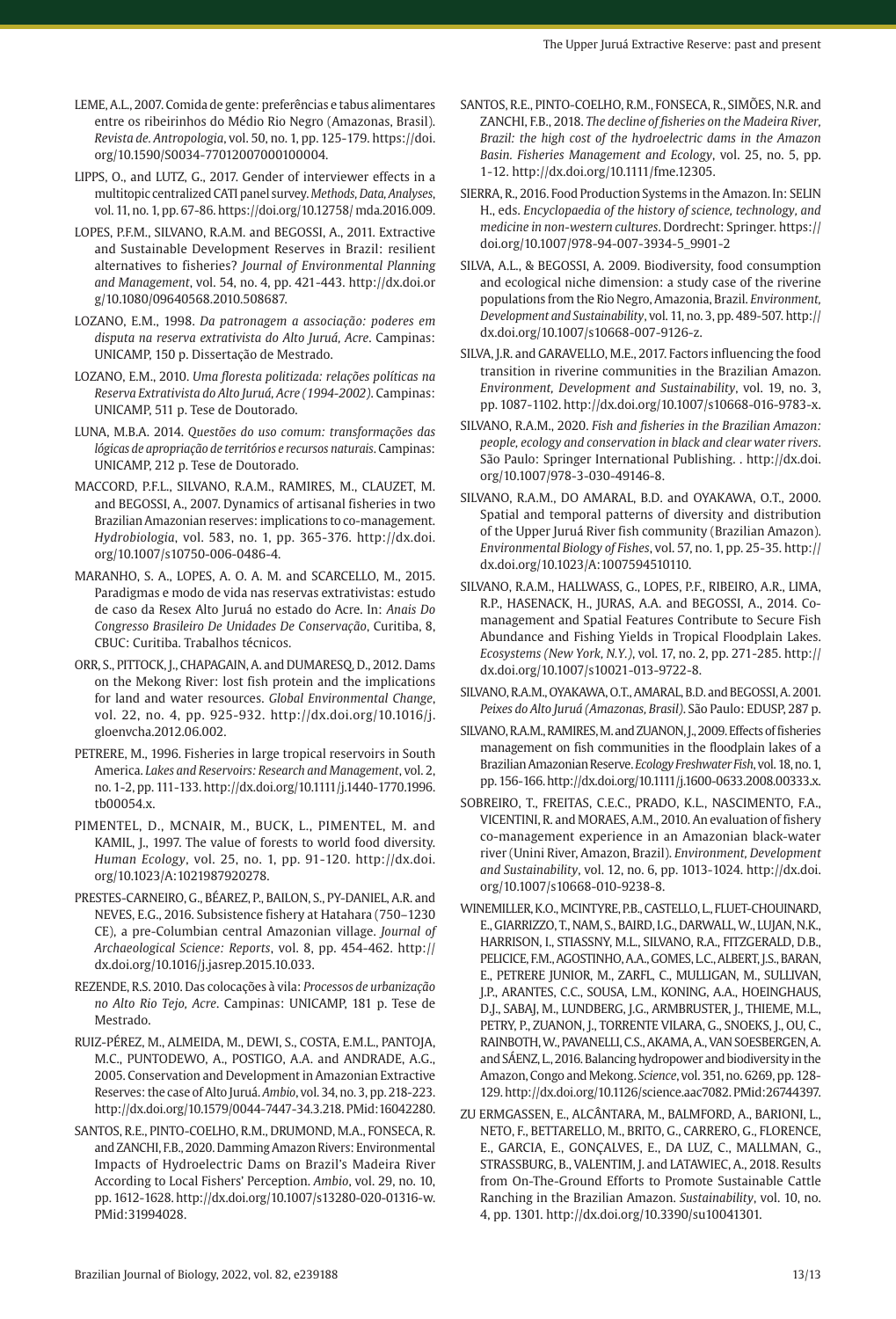LEME, A.L., 2007. Comida de gente: preferências e tabus alimentares entre os ribeirinhos do Médio Rio Negro (Amazonas, Brasil). *Revista de. Antropologia*, vol. 50, no. 1, pp. 125-179. https://doi.org/10.1590/S0034-77012007000100004.

LIPPS, O., and LUTZ, G., 2017. Gender of interviewer effects in a multitopic centralized CATI panel survey. *Methods, Data, Analyses*, vol. 11, no. 1, pp. 67-86. https://doi.org/10.12758/ mda.2016.009.

LOPES, P.F.M., SILVANO, R.A.M. and BEGOSSI, A., 2011. Extractive and Sustainable Development Reserves in Brazil: resilient alternatives to fisheries? *Journal of Environmental Planning and Management*, vol. 54, no. 4, pp. 421-443. http://dx.doi.org/10.1080/09640568.2010.508687.

LOZANO, E.M., 1998. *Da patronagem a associação: poderes em disputa na reserva extrativista do Alto Juruá, Acre*. Campinas: UNICAMP, 150 p. Dissertação de Mestrado.

LOZANO, E.M., 2010. *Uma floresta politizada: relações políticas na Reserva Extrativista do Alto Juruá, Acre (1994-2002)*. Campinas: UNICAMP, 511 p. Tese de Doutorado.

LUNA, M.B.A. 2014. *Questões do uso comum: transformações das lógicas de apropriação de territórios e recursos naturais*. Campinas: UNICAMP, 212 p. Tese de Doutorado.

MACCORD, P.F.L., SILVANO, R.A.M., RAMIRES, M., CLAUZET, M. and BEGOSSI, A., 2007. Dynamics of artisanal fisheries in two Brazilian Amazonian reserves: implications to co-management. *Hydrobiologia*, vol. 583, no. 1, pp. 365-376. http://dx.doi.org/10.1007/s10750-006-0486-4.

MARANHO, S. A., LOPES, A. O. A. M. and SCARCELLO, M., 2015. Paradigmas e modo de vida nas reservas extrativistas: estudo de caso da Resex Alto Juruá no estado do Acre. In: *Anais Do Congresso Brasileiro De Unidades De Conservação*, Curitiba, 8, CBUC: Curitiba. Trabalhos técnicos.

ORR, S., PITTOCK, J., CHAPAGAIN, A. and DUMARESQ, D., 2012. Dams on the Mekong River: lost fish protein and the implications for land and water resources. *Global Environmental Change*, vol. 22, no. 4, pp. 925-932. http://dx.doi.org/10.1016/j.gloenvcha.2012.06.002.

PETRERE, M., 1996. Fisheries in large tropical reservoirs in South America. *Lakes and Reservoirs: Research and Management*, vol. 2, no. 1-2, pp. 111-133. http://dx.doi.org/10.1111/j.1440-1770.1996.tb00054.x.

PIMENTEL, D., MCNAIR, M., BUCK, L., PIMENTEL, M. and KAMIL, J., 1997. The value of forests to world food diversity. *Human Ecology*, vol. 25, no. 1, pp. 91-120. http://dx.doi.org/10.1023/A:1021987920278.

PRESTES-CARNEIRO, G., BÉAREZ, P., BAILON, S., PY-DANIEL, A.R. and NEVES, E.G., 2016. Subsistence fishery at Hatahara (750–1230 CE), a pre-Columbian central Amazonian village. *Journal of Archaeological Science: Reports*, vol. 8, pp. 454-462. http://dx.doi.org/10.1016/j.jasrep.2015.10.033.

REZENDE, R.S. 2010. Das colocações à vila: *Processos de urbanização no Alto Rio Tejo, Acre*. Campinas: UNICAMP, 181 p. Tese de Mestrado.

RUIZ-PÉREZ, M., ALMEIDA, M., DEWI, S., COSTA, E.M.L., PANTOJA, M.C., PUNTODEWO, A., POSTIGO, A.A. and ANDRADE, A.G., 2005. Conservation and Development in Amazonian Extractive Reserves: the case of Alto Juruá. *Ambio*, vol. 34, no. 3, pp. 218-223. http://dx.doi.org/10.1579/0044-7447-34.3.218. PMid:16042280.

SANTOS, R.E., PINTO-COELHO, R.M., DRUMOND, M.A., FONSECA, R. and ZANCHI, F.B., 2020. Damming Amazon Rivers: Environmental Impacts of Hydroelectric Dams on Brazil's Madeira River According to Local Fishers' Perception. *Ambio*, vol. 29, no. 10, pp. 1612-1628. http://dx.doi.org/10.1007/s13280-020-01316-w. PMid:31994028.

SANTOS, R.E., PINTO-COELHO, R.M., FONSECA, R., SIMÕES, N.R. and ZANCHI, F.B., 2018. *The decline of fisheries on the Madeira River, Brazil: the high cost of the hydroelectric dams in the Amazon Basin. Fisheries Management and Ecology*, vol. 25, no. 5, pp. 1-12. http://dx.doi.org/10.1111/fme.12305.

SIERRA, R., 2016. Food Production Systems in the Amazon. In: SELIN H., eds. *Encyclopaedia of the history of science, technology, and medicine in non-western cultures*. Dordrecht: Springer. https://doi.org/10.1007/978-94-007-3934-5_9901-2

SILVA, A.L., & BEGOSSI, A. 2009. Biodiversity, food consumption and ecological niche dimension: a study case of the riverine populations from the Rio Negro, Amazonia, Brazil. *Environment, Development and Sustainability*, vol. 11, no. 3, pp. 489-507. http://dx.doi.org/10.1007/s10668-007-9126-z.

SILVA, J.R. and GARAVELLO, M.E., 2017. Factors influencing the food transition in riverine communities in the Brazilian Amazon. *Environment, Development and Sustainability*, vol. 19, no. 3, pp. 1087-1102. http://dx.doi.org/10.1007/s10668-016-9783-x.

SILVANO, R.A.M., 2020. *Fish and fisheries in the Brazilian Amazon: people, ecology and conservation in black and clear water rivers*. São Paulo: Springer International Publishing. . http://dx.doi.org/10.1007/978-3-030-49146-8.

SILVANO, R.A.M., DO AMARAL, B.D. and OYAKAWA, O.T., 2000. Spatial and temporal patterns of diversity and distribution of the Upper Juruá River fish community (Brazilian Amazon). *Environmental Biology of Fishes*, vol. 57, no. 1, pp. 25-35. http://dx.doi.org/10.1023/A:1007594510110.

SILVANO, R.A.M., HALLWASS, G., LOPES, P.F., RIBEIRO, A.R., LIMA, R.P., HASENACK, H., JURAS, A.A. and BEGOSSI, A., 2014. Co-management and Spatial Features Contribute to Secure Fish Abundance and Fishing Yields in Tropical Floodplain Lakes. *Ecosystems (New York, N.Y.)*, vol. 17, no. 2, pp. 271-285. http://dx.doi.org/10.1007/s10021-013-9722-8.

SILVANO, R.A.M., OYAKAWA, O.T., AMARAL, B.D. and BEGOSSI, A. 2001. *Peixes do Alto Juruá (Amazonas, Brasil)*. São Paulo: EDUSP, 287 p.

SILVANO, R.A.M., RAMIRES, M. and ZUANON, J., 2009. Effects of fisheries management on fish communities in the floodplain lakes of a Brazilian Amazonian Reserve. *Ecology Freshwater Fish*, vol. 18, no. 1, pp. 156-166. http://dx.doi.org/10.1111/j.1600-0633.2008.00333.x.

SOBREIRO, T., FREITAS, C.E.C., PRADO, K.L., NASCIMENTO, F.A., VICENTINI, R. and MORAES, A.M., 2010. An evaluation of fishery co-management experience in an Amazonian black-water river (Unini River, Amazon, Brazil). *Environment, Development and Sustainability*, vol. 12, no. 6, pp. 1013-1024. http://dx.doi.org/10.1007/s10668-010-9238-8.

WINEMILLER, K.O., MCINTYRE, P.B., CASTELLO, L., FLUET-CHOUINARD, E., GIARRIZZO, T., NAM, S., BAIRD, I.G., DARWALL, W., LUJAN, N.K., HARRISON, I., STIASSNY, M.L., SILVANO, R.A., FITZGERALD, D.B., PELICICE, F.M., AGOSTINHO, A.A., GOMES, L.C., ALBERT, J.S., BARAN, E., PETRERE JUNIOR, M., ZARFL, C., MULLIGAN, M., SULLIVAN, J.P., ARANTES, C.C., SOUSA, L.M., KONING, A.A., HOEINGHAUS, D.J., SABAJ, M., LUNDBERG, J.G., ARMBRUSTER, J., THIEME, M.L., PETRY, P., ZUANON, J., TORRENTE VILARA, G., SNOEKS, J., OU, C., RAINBOTH, W., PAVANELLI, C.S., AKAMA, A., VAN SOESBERGEN, A. and SÁENZ, L., 2016. Balancing hydropower and biodiversity in the Amazon, Congo and Mekong. *Science*, vol. 351, no. 6269, pp. 128-129. http://dx.doi.org/10.1126/science.aac7082. PMid:26744397.

ZU ERMGASSEN, E., ALCÂNTARA, M., BALMFORD, A., BARIONI, L., NETO, F., BETTARELLO, M., BRITO, G., CARRERO, G., FLORENCE, E., GARCIA, E., GONÇALVES, E., DA LUZ, C., MALLMAN, G., STRASSBURG, B., VALENTIM, J. and LATAWIEC, A., 2018. Results from On-The-Ground Efforts to Promote Sustainable Cattle Ranching in the Brazilian Amazon. *Sustainability*, vol. 10, no. 4, pp. 1301. http://dx.doi.org/10.3390/su10041301.